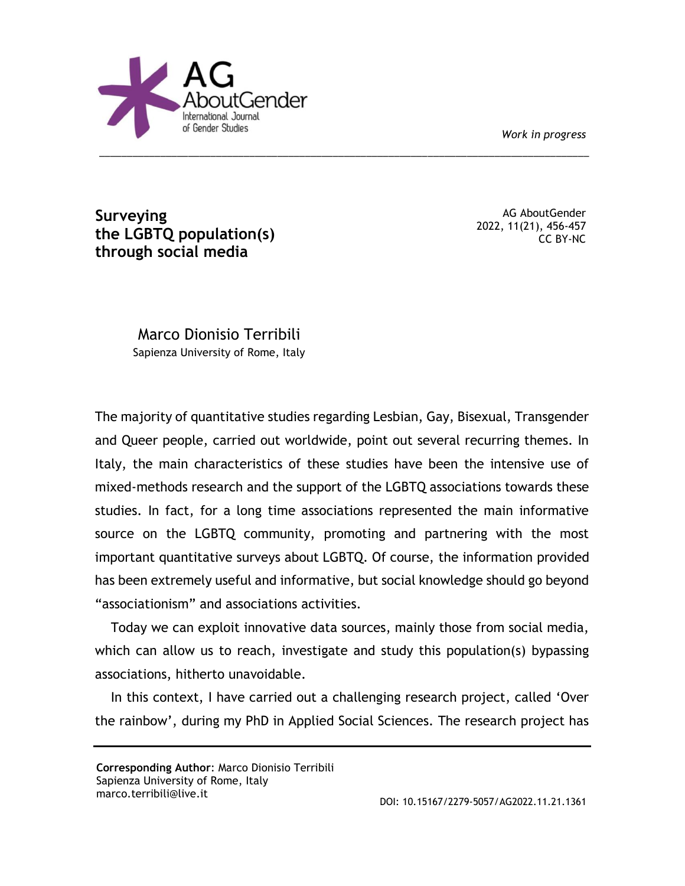*Work in progress*

# Surveying the LGBTQ population(s) through social media

Marco Dionisio Terribili
Sapienza University of Rome, Italy

The majority of quantitative studies regarding Lesbian, Gay, Bisexual, Transgender and Queer people, carried out worldwide, point out several recurring themes. In Italy, the main characteristics of these studies have been the intensive use of mixed-methods research and the support of the LGBTQ associations towards these studies. In fact, for a long time associations represented the main informative source on the LGBTQ community, promoting and partnering with the most important quantitative surveys about LGBTQ. Of course, the information provided has been extremely useful and informative, but social knowledge should go beyond "associationism" and associations activities.

Today we can exploit innovative data sources, mainly those from social media, which can allow us to reach, investigate and study this population(s) bypassing associations, hitherto unavoidable.

In this context, I have carried out a challenging research project, called 'Over the rainbow', during my PhD in Applied Social Sciences. The research project has

**Corresponding Author**: Marco Dionisio Terribili
Sapienza University of Rome, Italy
marco.terribili@live.it

DOI: 10.15167/2279-5057/AG2022.11.21.1361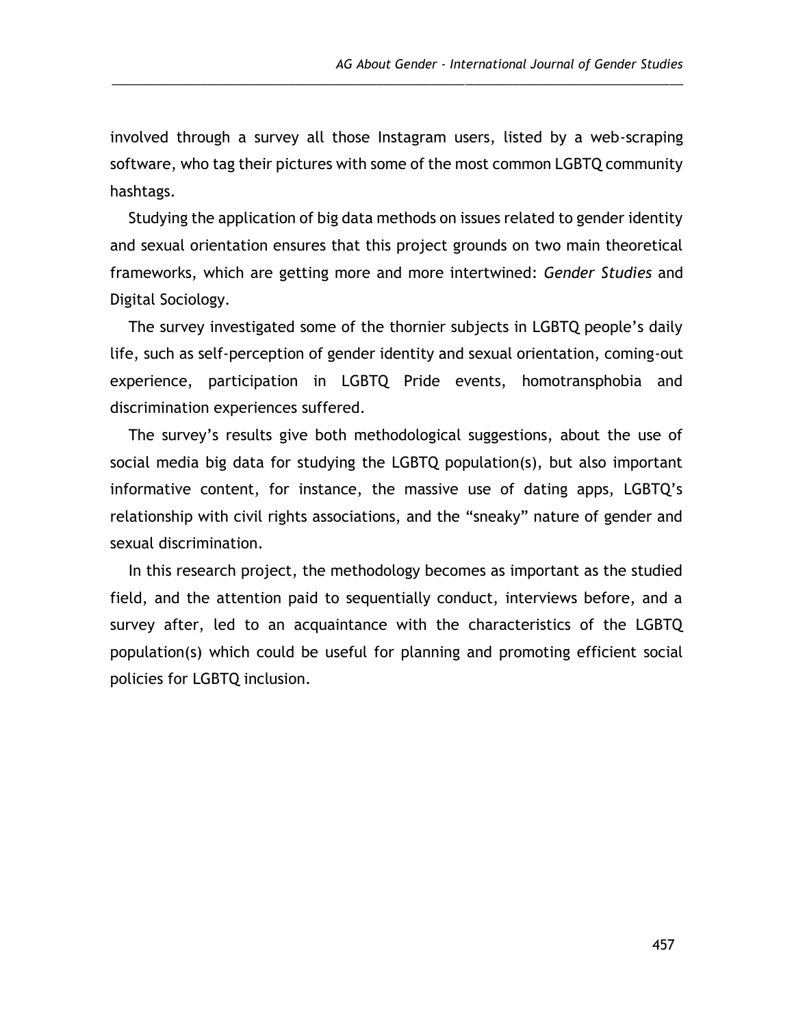involved through a survey all those Instagram users, listed by a web-scraping software, who tag their pictures with some of the most common LGBTQ community hashtags.

Studying the application of big data methods on issues related to gender identity and sexual orientation ensures that this project grounds on two main theoretical frameworks, which are getting more and more intertwined: *Gender Studies* and Digital Sociology.

The survey investigated some of the thornier subjects in LGBTQ people's daily life, such as self-perception of gender identity and sexual orientation, coming-out experience, participation in LGBTQ Pride events, homotransphobia and discrimination experiences suffered.

The survey's results give both methodological suggestions, about the use of social media big data for studying the LGBTQ population(s), but also important informative content, for instance, the massive use of dating apps, LGBTQ's relationship with civil rights associations, and the "sneaky" nature of gender and sexual discrimination.

In this research project, the methodology becomes as important as the studied field, and the attention paid to sequentially conduct, interviews before, and a survey after, led to an acquaintance with the characteristics of the LGBTQ population(s) which could be useful for planning and promoting efficient social policies for LGBTQ inclusion.